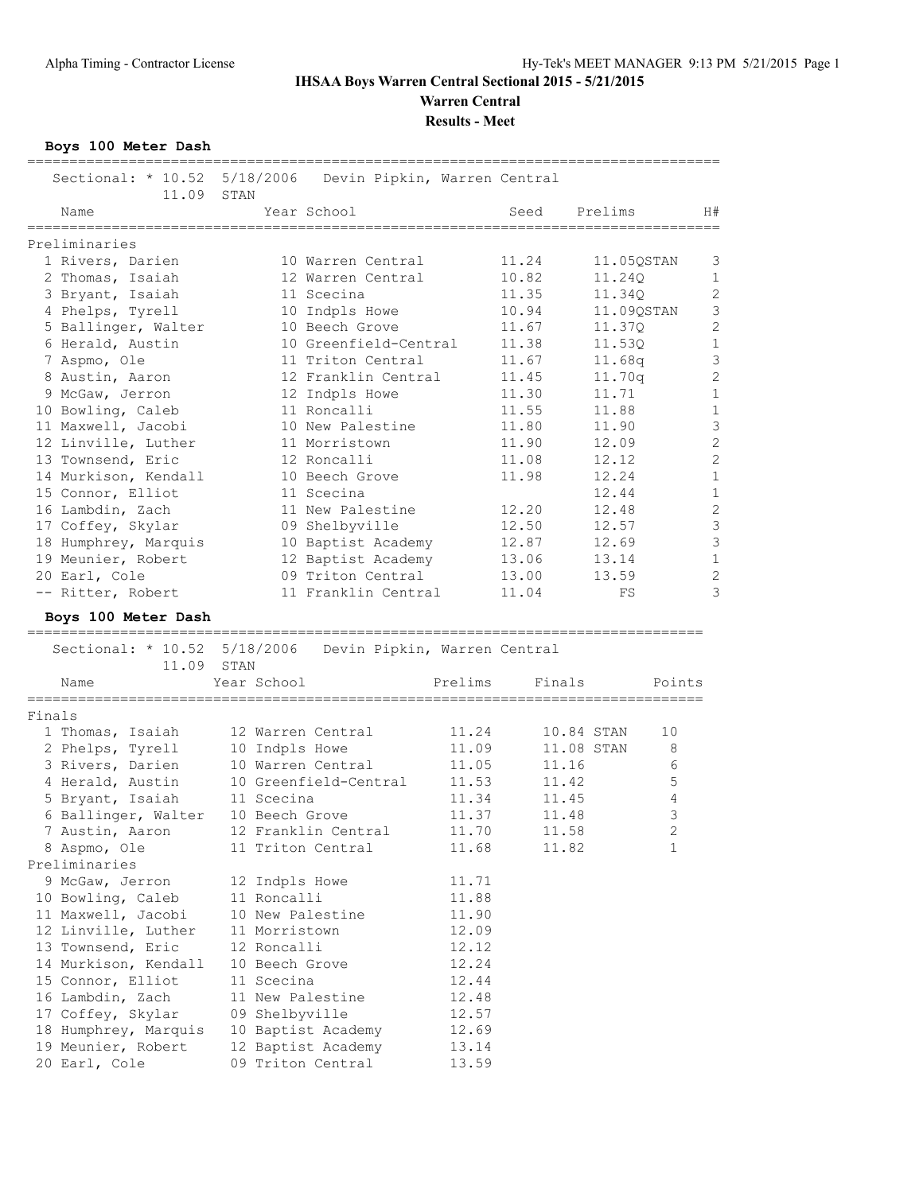# IHSAA Boys Warren Central Sectional 2015 - 5/21/2015

## Warren Central

### Results - Meet

**Boys 100 Meter Dash**

Sectional: * 10.52 5/18/2006 Devin Pipkin, Warren Central
11.09 STAN

| | Name | Year | School | Seed | Prelims | H# |
|---|---|---|---|---|---|---|
| **Preliminaries** | | | | | | |
| 1 | Rivers, Darien | 10 | Warren Central | 11.24 | 11.05QSTAN | 3 |
| 2 | Thomas, Isaiah | 12 | Warren Central | 10.82 | 11.24Q | 1 |
| 3 | Bryant, Isaiah | 11 | Scecina | 11.35 | 11.34Q | 2 |
| 4 | Phelps, Tyrell | 10 | Indpls Howe | 10.94 | 11.09QSTAN | 3 |
| 5 | Ballinger, Walter | 10 | Beech Grove | 11.67 | 11.37Q | 2 |
| 6 | Herald, Austin | 10 | Greenfield-Central | 11.38 | 11.53Q | 1 |
| 7 | Aspmo, Ole | 11 | Triton Central | 11.67 | 11.68q | 3 |
| 8 | Austin, Aaron | 12 | Franklin Central | 11.45 | 11.70q | 2 |
| 9 | McGaw, Jerron | 12 | Indpls Howe | 11.30 | 11.71 | 1 |
| 10 | Bowling, Caleb | 11 | Roncalli | 11.55 | 11.88 | 1 |
| 11 | Maxwell, Jacobi | 10 | New Palestine | 11.80 | 11.90 | 3 |
| 12 | Linville, Luther | 11 | Morristown | 11.90 | 12.09 | 2 |
| 13 | Townsend, Eric | 12 | Roncalli | 11.08 | 12.12 | 2 |
| 14 | Murkison, Kendall | 10 | Beech Grove | 11.98 | 12.24 | 1 |
| 15 | Connor, Elliot | 11 | Scecina | | 12.44 | 1 |
| 16 | Lambdin, Zach | 11 | New Palestine | 12.20 | 12.48 | 2 |
| 17 | Coffey, Skylar | 09 | Shelbyville | 12.50 | 12.57 | 3 |
| 18 | Humphrey, Marquis | 10 | Baptist Academy | 12.87 | 12.69 | 3 |
| 19 | Meunier, Robert | 12 | Baptist Academy | 13.06 | 13.14 | 1 |
| 20 | Earl, Cole | 09 | Triton Central | 13.00 | 13.59 | 2 |
| -- | Ritter, Robert | 11 | Franklin Central | 11.04 | FS | 3 |

**Boys 100 Meter Dash**

Sectional: * 10.52 5/18/2006 Devin Pipkin, Warren Central
11.09 STAN

| | Name | Year | School | Prelims | Finals | Points |
|---|---|---|---|---|---|---|
| **Finals** | | | | | | |
| 1 | Thomas, Isaiah | 12 | Warren Central | 11.24 | 10.84 STAN | 10 |
| 2 | Phelps, Tyrell | 10 | Indpls Howe | 11.09 | 11.08 STAN | 8 |
| 3 | Rivers, Darien | 10 | Warren Central | 11.05 | 11.16 | 6 |
| 4 | Herald, Austin | 10 | Greenfield-Central | 11.53 | 11.42 | 5 |
| 5 | Bryant, Isaiah | 11 | Scecina | 11.34 | 11.45 | 4 |
| 6 | Ballinger, Walter | 10 | Beech Grove | 11.37 | 11.48 | 3 |
| 7 | Austin, Aaron | 12 | Franklin Central | 11.70 | 11.58 | 2 |
| 8 | Aspmo, Ole | 11 | Triton Central | 11.68 | 11.82 | 1 |
| **Preliminaries** | | | | | | |
| 9 | McGaw, Jerron | 12 | Indpls Howe | 11.71 | | |
| 10 | Bowling, Caleb | 11 | Roncalli | 11.88 | | |
| 11 | Maxwell, Jacobi | 10 | New Palestine | 11.90 | | |
| 12 | Linville, Luther | 11 | Morristown | 12.09 | | |
| 13 | Townsend, Eric | 12 | Roncalli | 12.12 | | |
| 14 | Murkison, Kendall | 10 | Beech Grove | 12.24 | | |
| 15 | Connor, Elliot | 11 | Scecina | 12.44 | | |
| 16 | Lambdin, Zach | 11 | New Palestine | 12.48 | | |
| 17 | Coffey, Skylar | 09 | Shelbyville | 12.57 | | |
| 18 | Humphrey, Marquis | 10 | Baptist Academy | 12.69 | | |
| 19 | Meunier, Robert | 12 | Baptist Academy | 13.14 | | |
| 20 | Earl, Cole | 09 | Triton Central | 13.59 | | |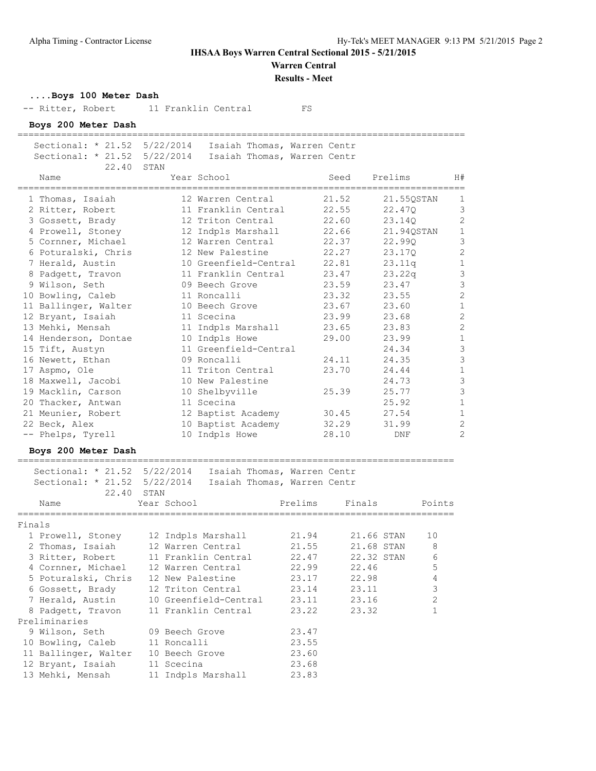**IHSAA Boys Warren Central Sectional 2015 - 5/21/2015**

**Warren Central**

**Results - Meet**

### ....Boys 100 Meter Dash

| Place | Name | Year | School | Seed | Prelims | H# |
|---|---|---|---|---|---|---|
| -- | Ritter, Robert | 11 | Franklin Central |  | FS |  |

### Boys 200 Meter Dash

Sectional: * 21.52  5/22/2014  Isaiah Thomas, Warren Centr
Sectional: * 21.52  5/22/2014  Isaiah Thomas, Warren Centr
22.40  STAN

| Place | Name | Year | School | Seed | Prelims | H# |
|---|---|---|---|---|---|---|
| 1 | Thomas, Isaiah | 12 | Warren Central | 21.52 | 21.55QSTAN | 1 |
| 2 | Ritter, Robert | 11 | Franklin Central | 22.55 | 22.47Q | 3 |
| 3 | Gossett, Brady | 12 | Triton Central | 22.60 | 23.14Q | 2 |
| 4 | Prowell, Stoney | 12 | Indpls Marshall | 22.66 | 21.94QSTAN | 1 |
| 5 | Cornner, Michael | 12 | Warren Central | 22.37 | 22.99Q | 3 |
| 6 | Poturalski, Chris | 12 | New Palestine | 22.27 | 23.17Q | 2 |
| 7 | Herald, Austin | 10 | Greenfield-Central | 22.81 | 23.11q | 1 |
| 8 | Padgett, Travon | 11 | Franklin Central | 23.47 | 23.22q | 3 |
| 9 | Wilson, Seth | 09 | Beech Grove | 23.59 | 23.47 | 3 |
| 10 | Bowling, Caleb | 11 | Roncalli | 23.32 | 23.55 | 2 |
| 11 | Ballinger, Walter | 10 | Beech Grove | 23.67 | 23.60 | 1 |
| 12 | Bryant, Isaiah | 11 | Scecina | 23.99 | 23.68 | 2 |
| 13 | Mehki, Mensah | 11 | Indpls Marshall | 23.65 | 23.83 | 2 |
| 14 | Henderson, Dontae | 10 | Indpls Howe | 29.00 | 23.99 | 1 |
| 15 | Tift, Austyn | 11 | Greenfield-Central |  | 24.34 | 3 |
| 16 | Newett, Ethan | 09 | Roncalli | 24.11 | 24.35 | 3 |
| 17 | Aspmo, Ole | 11 | Triton Central | 23.70 | 24.44 | 1 |
| 18 | Maxwell, Jacobi | 10 | New Palestine |  | 24.73 | 3 |
| 19 | Macklin, Carson | 10 | Shelbyville | 25.39 | 25.77 | 3 |
| 20 | Thacker, Antwan | 11 | Scecina |  | 25.92 | 1 |
| 21 | Meunier, Robert | 12 | Baptist Academy | 30.45 | 27.54 | 1 |
| 22 | Beck, Alex | 10 | Baptist Academy | 32.29 | 31.99 | 2 |
| -- | Phelps, Tyrell | 10 | Indpls Howe | 28.10 | DNF | 2 |

### Boys 200 Meter Dash

Sectional: * 21.52  5/22/2014  Isaiah Thomas, Warren Centr
Sectional: * 21.52  5/22/2014  Isaiah Thomas, Warren Centr
22.40  STAN

| Place | Name | Year | School | Prelims | Finals | Points |
|---|---|---|---|---|---|---|
| **Finals** |  |  |  |  |  |  |
| 1 | Prowell, Stoney | 12 | Indpls Marshall | 21.94 | 21.66 STAN | 10 |
| 2 | Thomas, Isaiah | 12 | Warren Central | 21.55 | 21.68 STAN | 8 |
| 3 | Ritter, Robert | 11 | Franklin Central | 22.47 | 22.32 STAN | 6 |
| 4 | Cornner, Michael | 12 | Warren Central | 22.99 | 22.46 | 5 |
| 5 | Poturalski, Chris | 12 | New Palestine | 23.17 | 22.98 | 4 |
| 6 | Gossett, Brady | 12 | Triton Central | 23.14 | 23.11 | 3 |
| 7 | Herald, Austin | 10 | Greenfield-Central | 23.11 | 23.16 | 2 |
| 8 | Padgett, Travon | 11 | Franklin Central | 23.22 | 23.32 | 1 |
| **Preliminaries** |  |  |  |  |  |  |
| 9 | Wilson, Seth | 09 | Beech Grove | 23.47 |  |  |
| 10 | Bowling, Caleb | 11 | Roncalli | 23.55 |  |  |
| 11 | Ballinger, Walter | 10 | Beech Grove | 23.60 |  |  |
| 12 | Bryant, Isaiah | 11 | Scecina | 23.68 |  |  |
| 13 | Mehki, Mensah | 11 | Indpls Marshall | 23.83 |  |  |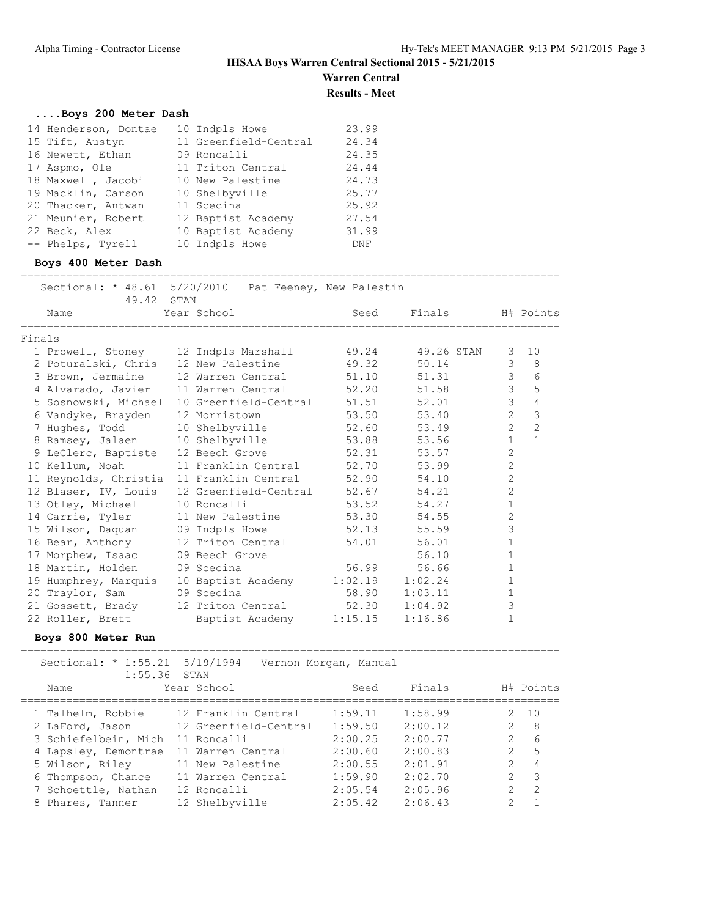# IHSAA Boys Warren Central Sectional 2015 - 5/21/2015

**Warren Central**

**Results - Meet**

### ....Boys 200 Meter Dash

| Place | Name | Year | School | Finals |
|---|---|---|---|---|
| 14 | Henderson, Dontae | 10 | Indpls Howe | 23.99 |
| 15 | Tift, Austyn | 11 | Greenfield-Central | 24.34 |
| 16 | Newett, Ethan | 09 | Roncalli | 24.35 |
| 17 | Aspmo, Ole | 11 | Triton Central | 24.44 |
| 18 | Maxwell, Jacobi | 10 | New Palestine | 24.73 |
| 19 | Macklin, Carson | 10 | Shelbyville | 25.77 |
| 20 | Thacker, Antwan | 11 | Scecina | 25.92 |
| 21 | Meunier, Robert | 12 | Baptist Academy | 27.54 |
| 22 | Beck, Alex | 10 | Baptist Academy | 31.99 |
| -- | Phelps, Tyrell | 10 | Indpls Howe | DNF |

### Boys 400 Meter Dash

Sectional: * 48.61 5/20/2010 Pat Feeney, New Palestin
49.42 STAN

Finals

| Place | Name | Year | School | Seed | Finals | H# | Points |
|---|---|---|---|---|---|---|---|
| 1 | Prowell, Stoney | 12 | Indpls Marshall | 49.24 | 49.26 STAN | 3 | 10 |
| 2 | Poturalski, Chris | 12 | New Palestine | 49.32 | 50.14 | 3 | 8 |
| 3 | Brown, Jermaine | 12 | Warren Central | 51.10 | 51.31 | 3 | 6 |
| 4 | Alvarado, Javier | 11 | Warren Central | 52.20 | 51.58 | 3 | 5 |
| 5 | Sosnowski, Michael | 10 | Greenfield-Central | 51.51 | 52.01 | 3 | 4 |
| 6 | Vandyke, Brayden | 12 | Morristown | 53.50 | 53.40 | 2 | 3 |
| 7 | Hughes, Todd | 10 | Shelbyville | 52.60 | 53.49 | 2 | 2 |
| 8 | Ramsey, Jalaen | 10 | Shelbyville | 53.88 | 53.56 | 1 | 1 |
| 9 | LeClerc, Baptiste | 12 | Beech Grove | 52.31 | 53.57 | 2 | |
| 10 | Kellum, Noah | 11 | Franklin Central | 52.70 | 53.99 | 2 | |
| 11 | Reynolds, Christia | 11 | Franklin Central | 52.90 | 54.10 | 2 | |
| 12 | Blaser, IV, Louis | 12 | Greenfield-Central | 52.67 | 54.21 | 2 | |
| 13 | Otley, Michael | 10 | Roncalli | 53.52 | 54.27 | 1 | |
| 14 | Carrie, Tyler | 11 | New Palestine | 53.30 | 54.55 | 2 | |
| 15 | Wilson, Daquan | 09 | Indpls Howe | 52.13 | 55.59 | 3 | |
| 16 | Bear, Anthony | 12 | Triton Central | 54.01 | 56.01 | 1 | |
| 17 | Morphew, Isaac | 09 | Beech Grove | | 56.10 | 1 | |
| 18 | Martin, Holden | 09 | Scecina | 56.99 | 56.66 | 1 | |
| 19 | Humphrey, Marquis | 10 | Baptist Academy | 1:02.19 | 1:02.24 | 1 | |
| 20 | Traylor, Sam | 09 | Scecina | 58.90 | 1:03.11 | 1 | |
| 21 | Gossett, Brady | 12 | Triton Central | 52.30 | 1:04.92 | 3 | |
| 22 | Roller, Brett | | Baptist Academy | 1:15.15 | 1:16.86 | 1 | |

### Boys 800 Meter Run

Sectional: * 1:55.21 5/19/1994 Vernon Morgan, Manual
1:55.36 STAN

| Place | Name | Year | School | Seed | Finals | H# | Points |
|---|---|---|---|---|---|---|---|
| 1 | Talhelm, Robbie | 12 | Franklin Central | 1:59.11 | 1:58.99 | 2 | 10 |
| 2 | LaFord, Jason | 12 | Greenfield-Central | 1:59.50 | 2:00.12 | 2 | 8 |
| 3 | Schiefelbein, Mich | 11 | Roncalli | 2:00.25 | 2:00.77 | 2 | 6 |
| 4 | Lapsley, Demontrae | 11 | Warren Central | 2:00.60 | 2:00.83 | 2 | 5 |
| 5 | Wilson, Riley | 11 | New Palestine | 2:00.55 | 2:01.91 | 2 | 4 |
| 6 | Thompson, Chance | 11 | Warren Central | 1:59.90 | 2:02.70 | 2 | 3 |
| 7 | Schoettle, Nathan | 12 | Roncalli | 2:05.54 | 2:05.96 | 2 | 2 |
| 8 | Phares, Tanner | 12 | Shelbyville | 2:05.42 | 2:06.43 | 2 | 1 |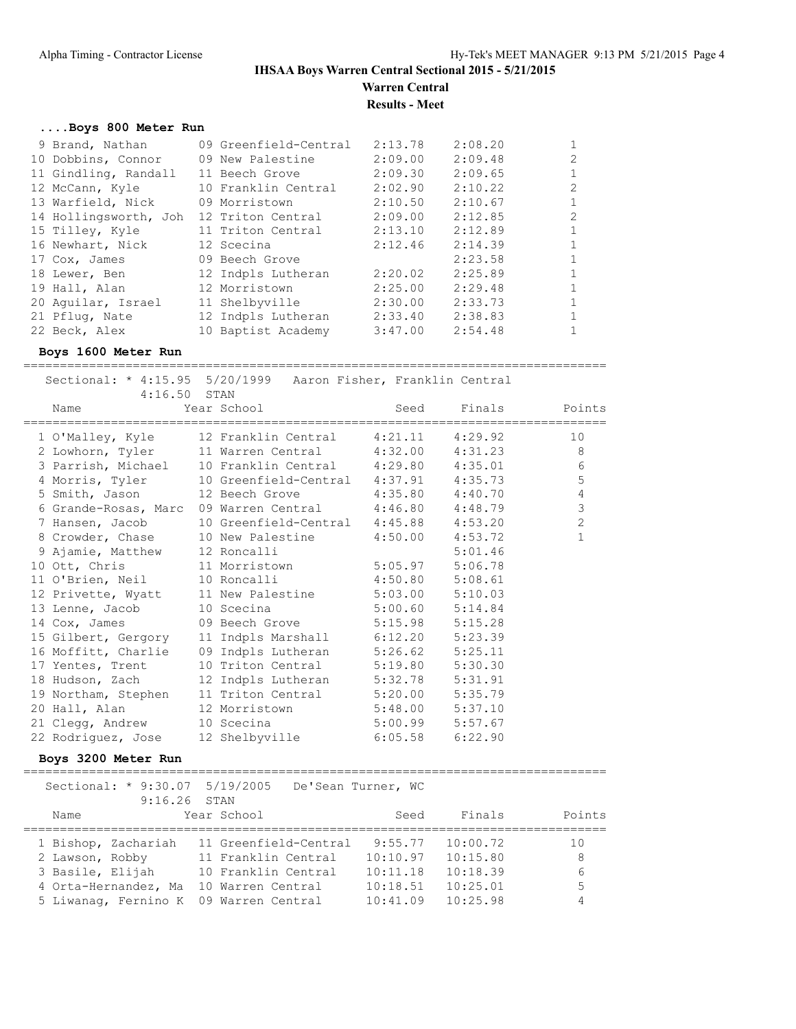# IHSAA Boys Warren Central Sectional 2015 - 5/21/2015

## Warren Central

### Results - Meet

#### ....Boys 800 Meter Run

| Place | Name | Year | School | Seed | Finals | H# |
|---|---|---|---|---|---|---|
| 9 | Brand, Nathan | 09 | Greenfield-Central | 2:13.78 | 2:08.20 | 1 |
| 10 | Dobbins, Connor | 09 | New Palestine | 2:09.00 | 2:09.48 | 2 |
| 11 | Gindling, Randall | 11 | Beech Grove | 2:09.30 | 2:09.65 | 1 |
| 12 | McCann, Kyle | 10 | Franklin Central | 2:02.90 | 2:10.22 | 2 |
| 13 | Warfield, Nick | 09 | Morristown | 2:10.50 | 2:10.67 | 1 |
| 14 | Hollingsworth, Joh | 12 | Triton Central | 2:09.00 | 2:12.85 | 2 |
| 15 | Tilley, Kyle | 11 | Triton Central | 2:13.10 | 2:12.89 | 1 |
| 16 | Newhart, Nick | 12 | Scecina | 2:12.46 | 2:14.39 | 1 |
| 17 | Cox, James | 09 | Beech Grove | | 2:23.58 | 1 |
| 18 | Lewer, Ben | 12 | Indpls Lutheran | 2:20.02 | 2:25.89 | 1 |
| 19 | Hall, Alan | 12 | Morristown | 2:25.00 | 2:29.48 | 1 |
| 20 | Aguilar, Israel | 11 | Shelbyville | 2:30.00 | 2:33.73 | 1 |
| 21 | Pflug, Nate | 12 | Indpls Lutheran | 2:33.40 | 2:38.83 | 1 |
| 22 | Beck, Alex | 10 | Baptist Academy | 3:47.00 | 2:54.48 | 1 |

#### Boys 1600 Meter Run

Sectional: * 4:15.95 5/20/1999 Aaron Fisher, Franklin Central
4:16.50 STAN

| Place | Name | Year | School | Seed | Finals | Points |
|---|---|---|---|---|---|---|
| 1 | O'Malley, Kyle | 12 | Franklin Central | 4:21.11 | 4:29.92 | 10 |
| 2 | Lowhorn, Tyler | 11 | Warren Central | 4:32.00 | 4:31.23 | 8 |
| 3 | Parrish, Michael | 10 | Franklin Central | 4:29.80 | 4:35.01 | 6 |
| 4 | Morris, Tyler | 10 | Greenfield-Central | 4:37.91 | 4:35.73 | 5 |
| 5 | Smith, Jason | 12 | Beech Grove | 4:35.80 | 4:40.70 | 4 |
| 6 | Grande-Rosas, Marc | 09 | Warren Central | 4:46.80 | 4:48.79 | 3 |
| 7 | Hansen, Jacob | 10 | Greenfield-Central | 4:45.88 | 4:53.20 | 2 |
| 8 | Crowder, Chase | 10 | New Palestine | 4:50.00 | 4:53.72 | 1 |
| 9 | Ajamie, Matthew | 12 | Roncalli | | 5:01.46 | |
| 10 | Ott, Chris | 11 | Morristown | 5:05.97 | 5:06.78 | |
| 11 | O'Brien, Neil | 10 | Roncalli | 4:50.80 | 5:08.61 | |
| 12 | Privette, Wyatt | 11 | New Palestine | 5:03.00 | 5:10.03 | |
| 13 | Lenne, Jacob | 10 | Scecina | 5:00.60 | 5:14.84 | |
| 14 | Cox, James | 09 | Beech Grove | 5:15.98 | 5:15.28 | |
| 15 | Gilbert, Gergory | 11 | Indpls Marshall | 6:12.20 | 5:23.39 | |
| 16 | Moffitt, Charlie | 09 | Indpls Lutheran | 5:26.62 | 5:25.11 | |
| 17 | Yentes, Trent | 10 | Triton Central | 5:19.80 | 5:30.30 | |
| 18 | Hudson, Zach | 12 | Indpls Lutheran | 5:32.78 | 5:31.91 | |
| 19 | Northam, Stephen | 11 | Triton Central | 5:20.00 | 5:35.79 | |
| 20 | Hall, Alan | 12 | Morristown | 5:48.00 | 5:37.10 | |
| 21 | Clegg, Andrew | 10 | Scecina | 5:00.99 | 5:57.67 | |
| 22 | Rodriguez, Jose | 12 | Shelbyville | 6:05.58 | 6:22.90 | |

#### Boys 3200 Meter Run

Sectional: * 9:30.07 5/19/2005 De'Sean Turner, WC
9:16.26 STAN

| Place | Name | Year | School | Seed | Finals | Points |
|---|---|---|---|---|---|---|
| 1 | Bishop, Zachariah | 11 | Greenfield-Central | 9:55.77 | 10:00.72 | 10 |
| 2 | Lawson, Robby | 11 | Franklin Central | 10:10.97 | 10:15.80 | 8 |
| 3 | Basile, Elijah | 10 | Franklin Central | 10:11.18 | 10:18.39 | 6 |
| 4 | Orta-Hernandez, Ma | 10 | Warren Central | 10:18.51 | 10:25.01 | 5 |
| 5 | Liwanag, Fernino K | 09 | Warren Central | 10:41.09 | 10:25.98 | 4 |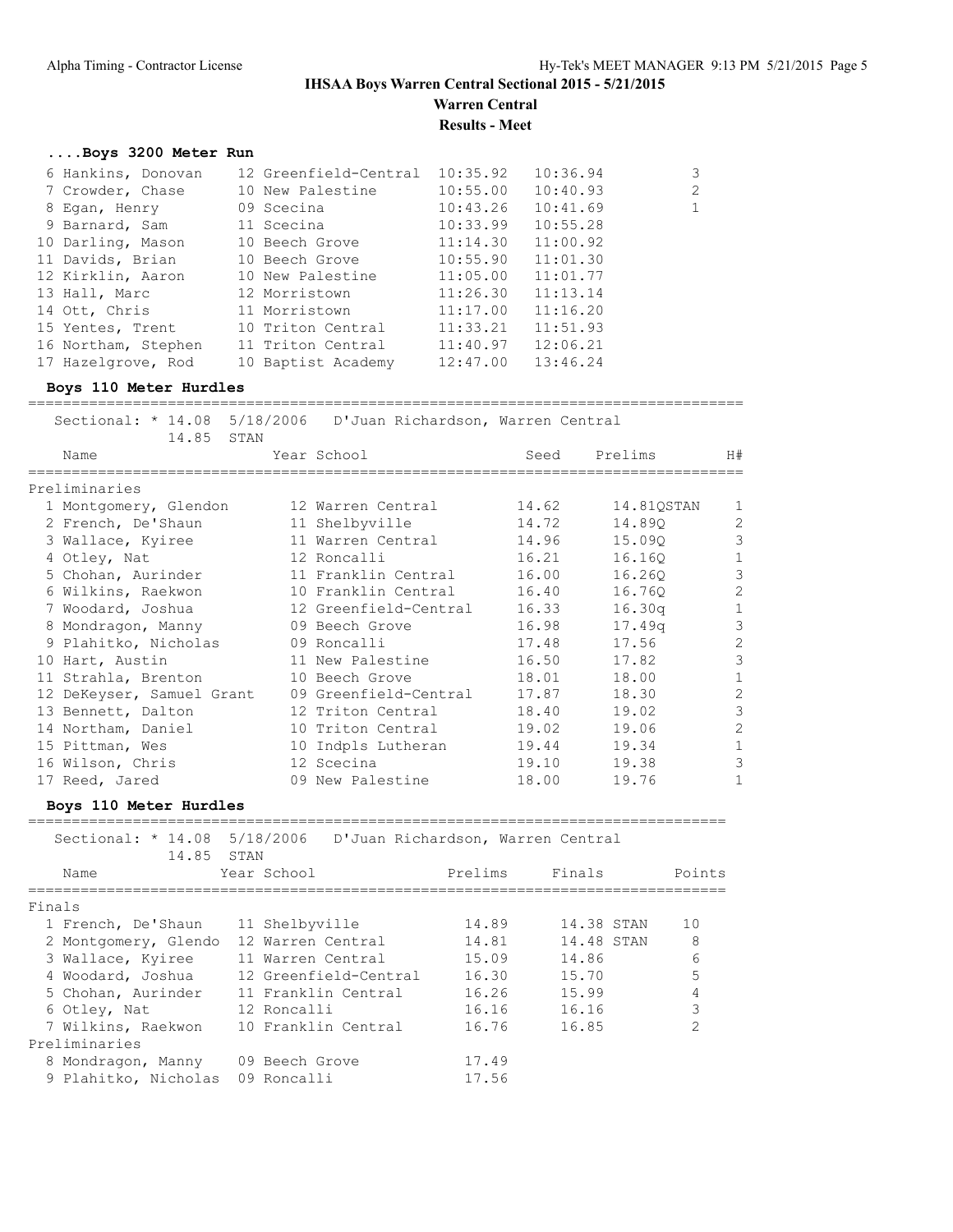# IHSAA Boys Warren Central Sectional 2015 - 5/21/2015

## Warren Central

## Results - Meet

### ....Boys 3200 Meter Run

| Place | Name | Year | School | Seed | Finals | Points |
|---|---|---|---|---|---|---|
| 6 | Hankins, Donovan | 12 | Greenfield-Central | 10:35.92 | 10:36.94 | 3 |
| 7 | Crowder, Chase | 10 | New Palestine | 10:55.00 | 10:40.93 | 2 |
| 8 | Egan, Henry | 09 | Scecina | 10:43.26 | 10:41.69 | 1 |
| 9 | Barnard, Sam | 11 | Scecina | 10:33.99 | 10:55.28 | |
| 10 | Darling, Mason | 10 | Beech Grove | 11:14.30 | 11:00.92 | |
| 11 | Davids, Brian | 10 | Beech Grove | 10:55.90 | 11:01.30 | |
| 12 | Kirklin, Aaron | 10 | New Palestine | 11:05.00 | 11:01.77 | |
| 13 | Hall, Marc | 12 | Morristown | 11:26.30 | 11:13.14 | |
| 14 | Ott, Chris | 11 | Morristown | 11:17.00 | 11:16.20 | |
| 15 | Yentes, Trent | 10 | Triton Central | 11:33.21 | 11:51.93 | |
| 16 | Northam, Stephen | 11 | Triton Central | 11:40.97 | 12:06.21 | |
| 17 | Hazelgrove, Rod | 10 | Baptist Academy | 12:47.00 | 13:46.24 | |

### Boys 110 Meter Hurdles

Sectional: * 14.08 5/18/2006 D'Juan Richardson, Warren Central
14.85 STAN

**Preliminaries**

| Place | Name | Year | School | Seed | Prelims | H# |
|---|---|---|---|---|---|---|
| 1 | Montgomery, Glendon | 12 | Warren Central | 14.62 | 14.81QSTAN | 1 |
| 2 | French, De'Shaun | 11 | Shelbyville | 14.72 | 14.89Q | 2 |
| 3 | Wallace, Kyiree | 11 | Warren Central | 14.96 | 15.09Q | 3 |
| 4 | Otley, Nat | 12 | Roncalli | 16.21 | 16.16Q | 1 |
| 5 | Chohan, Aurinder | 11 | Franklin Central | 16.00 | 16.26Q | 3 |
| 6 | Wilkins, Raekwon | 10 | Franklin Central | 16.40 | 16.76Q | 2 |
| 7 | Woodard, Joshua | 12 | Greenfield-Central | 16.33 | 16.30q | 1 |
| 8 | Mondragon, Manny | 09 | Beech Grove | 16.98 | 17.49q | 3 |
| 9 | Plahitko, Nicholas | 09 | Roncalli | 17.48 | 17.56 | 2 |
| 10 | Hart, Austin | 11 | New Palestine | 16.50 | 17.82 | 3 |
| 11 | Strahla, Brenton | 10 | Beech Grove | 18.01 | 18.00 | 1 |
| 12 | DeKeyser, Samuel Grant | 09 | Greenfield-Central | 17.87 | 18.30 | 2 |
| 13 | Bennett, Dalton | 12 | Triton Central | 18.40 | 19.02 | 3 |
| 14 | Northam, Daniel | 10 | Triton Central | 19.02 | 19.06 | 2 |
| 15 | Pittman, Wes | 10 | Indpls Lutheran | 19.44 | 19.34 | 1 |
| 16 | Wilson, Chris | 12 | Scecina | 19.10 | 19.38 | 3 |
| 17 | Reed, Jared | 09 | New Palestine | 18.00 | 19.76 | 1 |

### Boys 110 Meter Hurdles

Sectional: * 14.08 5/18/2006 D'Juan Richardson, Warren Central
14.85 STAN

| Place | Name | Year | School | Prelims | Finals | Points |
|---|---|---|---|---|---|---|
| **Finals** | | | | | | |
| 1 | French, De'Shaun | 11 | Shelbyville | 14.89 | 14.38 STAN | 10 |
| 2 | Montgomery, Glendo | 12 | Warren Central | 14.81 | 14.48 STAN | 8 |
| 3 | Wallace, Kyiree | 11 | Warren Central | 15.09 | 14.86 | 6 |
| 4 | Woodard, Joshua | 12 | Greenfield-Central | 16.30 | 15.70 | 5 |
| 5 | Chohan, Aurinder | 11 | Franklin Central | 16.26 | 15.99 | 4 |
| 6 | Otley, Nat | 12 | Roncalli | 16.16 | 16.16 | 3 |
| 7 | Wilkins, Raekwon | 10 | Franklin Central | 16.76 | 16.85 | 2 |
| **Preliminaries** | | | | | | |
| 8 | Mondragon, Manny | 09 | Beech Grove | 17.49 | | |
| 9 | Plahitko, Nicholas | 09 | Roncalli | 17.56 | | |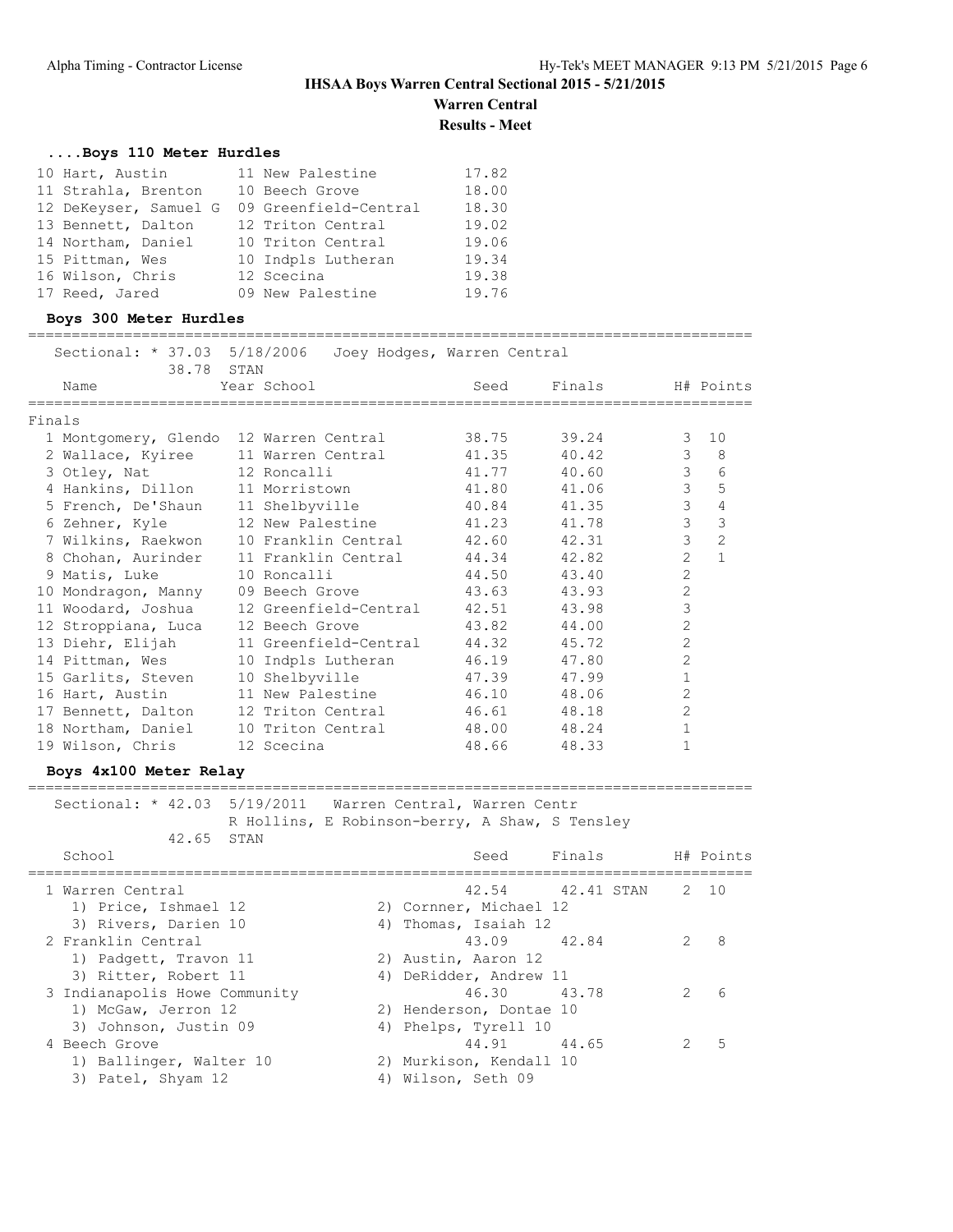## IHSAA Boys Warren Central Sectional 2015 - 5/21/2015

**Warren Central**

**Results - Meet**

### ....Boys 110 Meter Hurdles

| Place | Name | Year | School | Finals |
|---|---|---|---|---|
| 10 | Hart, Austin | 11 | New Palestine | 17.82 |
| 11 | Strahla, Brenton | 10 | Beech Grove | 18.00 |
| 12 | DeKeyser, Samuel G | 09 | Greenfield-Central | 18.30 |
| 13 | Bennett, Dalton | 12 | Triton Central | 19.02 |
| 14 | Northam, Daniel | 10 | Triton Central | 19.06 |
| 15 | Pittman, Wes | 10 | Indpls Lutheran | 19.34 |
| 16 | Wilson, Chris | 12 | Scecina | 19.38 |
| 17 | Reed, Jared | 09 | New Palestine | 19.76 |

### Boys 300 Meter Hurdles

Sectional: * 37.03 5/18/2006 Joey Hodges, Warren Central

38.78 STAN

Finals

| Place | Name | Year | School | Seed | Finals | H# | Points |
|---|---|---|---|---|---|---|---|
| 1 | Montgomery, Glendo | 12 | Warren Central | 38.75 | 39.24 | 3 | 10 |
| 2 | Wallace, Kyiree | 11 | Warren Central | 41.35 | 40.42 | 3 | 8 |
| 3 | Otley, Nat | 12 | Roncalli | 41.77 | 40.60 | 3 | 6 |
| 4 | Hankins, Dillon | 11 | Morristown | 41.80 | 41.06 | 3 | 5 |
| 5 | French, De'Shaun | 11 | Shelbyville | 40.84 | 41.35 | 3 | 4 |
| 6 | Zehner, Kyle | 12 | New Palestine | 41.23 | 41.78 | 3 | 3 |
| 7 | Wilkins, Raekwon | 10 | Franklin Central | 42.60 | 42.31 | 3 | 2 |
| 8 | Chohan, Aurinder | 11 | Franklin Central | 44.34 | 42.82 | 2 | 1 |
| 9 | Matis, Luke | 10 | Roncalli | 44.50 | 43.40 | 2 | |
| 10 | Mondragon, Manny | 09 | Beech Grove | 43.63 | 43.93 | 2 | |
| 11 | Woodard, Joshua | 12 | Greenfield-Central | 42.51 | 43.98 | 3 | |
| 12 | Stroppiana, Luca | 12 | Beech Grove | 43.82 | 44.00 | 2 | |
| 13 | Diehr, Elijah | 11 | Greenfield-Central | 44.32 | 45.72 | 2 | |
| 14 | Pittman, Wes | 10 | Indpls Lutheran | 46.19 | 47.80 | 2 | |
| 15 | Garlits, Steven | 10 | Shelbyville | 47.39 | 47.99 | 1 | |
| 16 | Hart, Austin | 11 | New Palestine | 46.10 | 48.06 | 2 | |
| 17 | Bennett, Dalton | 12 | Triton Central | 46.61 | 48.18 | 2 | |
| 18 | Northam, Daniel | 10 | Triton Central | 48.00 | 48.24 | 1 | |
| 19 | Wilson, Chris | 12 | Scecina | 48.66 | 48.33 | 1 | |

### Boys 4x100 Meter Relay

Sectional: * 42.03 5/19/2011 Warren Central, Warren Centr
R Hollins, E Robinson-berry, A Shaw, S Tensley

42.65 STAN

| Place | School | Seed | Finals | H# | Points |
|---|---|---|---|---|---|
| 1 | Warren Central | 42.54 | 42.41 STAN | 2 | 10 |
| | 1) Price, Ishmael 12; 2) Cornner, Michael 12; 3) Rivers, Darien 10; 4) Thomas, Isaiah 12 | | | | |
| 2 | Franklin Central | 43.09 | 42.84 | 2 | 8 |
| | 1) Padgett, Travon 11; 2) Austin, Aaron 12; 3) Ritter, Robert 11; 4) DeRidder, Andrew 11 | | | | |
| 3 | Indianapolis Howe Community | 46.30 | 43.78 | 2 | 6 |
| | 1) McGaw, Jerron 12; 2) Henderson, Dontae 10; 3) Johnson, Justin 09; 4) Phelps, Tyrell 10 | | | | |
| 4 | Beech Grove | 44.91 | 44.65 | 2 | 5 |
| | 1) Ballinger, Walter 10; 2) Murkison, Kendall 10; 3) Patel, Shyam 12; 4) Wilson, Seth 09 | | | | |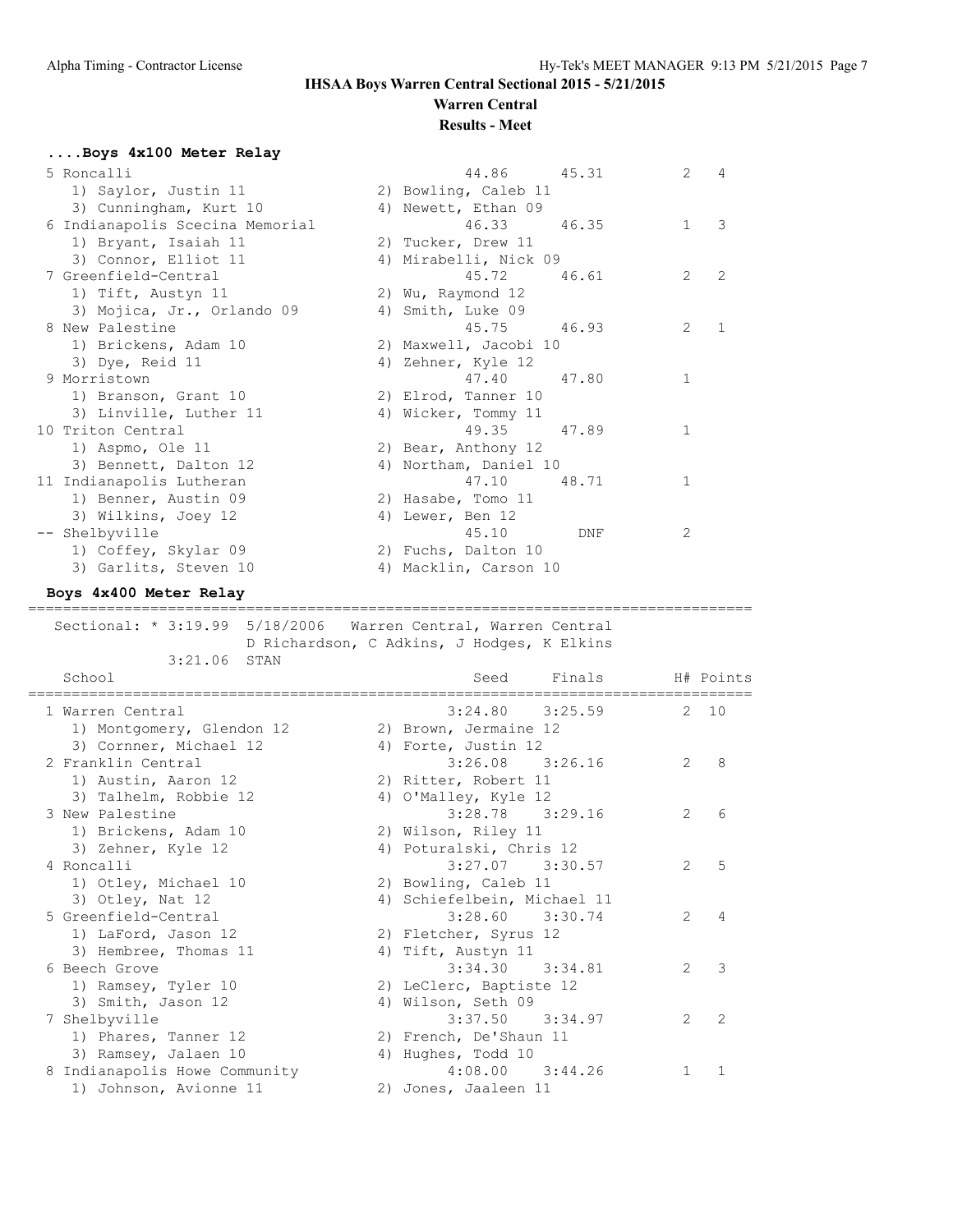### ....Boys 4x100 Meter Relay

| Place | School | Seed | Finals | H# | Points |
|---|---|---|---|---|---|
| 5 | Roncalli | 44.86 | 45.31 | 2 | 4 |
| | 1) Saylor, Justin 11; 2) Bowling, Caleb 11; 3) Cunningham, Kurt 10; 4) Newett, Ethan 09 | | | | |
| 6 | Indianapolis Scecina Memorial | 46.33 | 46.35 | 1 | 3 |
| | 1) Bryant, Isaiah 11; 2) Tucker, Drew 11; 3) Connor, Elliot 11; 4) Mirabelli, Nick 09 | | | | |
| 7 | Greenfield-Central | 45.72 | 46.61 | 2 | 2 |
| | 1) Tift, Austyn 11; 2) Wu, Raymond 12; 3) Mojica, Jr., Orlando 09; 4) Smith, Luke 09 | | | | |
| 8 | New Palestine | 45.75 | 46.93 | 2 | 1 |
| | 1) Brickens, Adam 10; 2) Maxwell, Jacobi 10; 3) Dye, Reid 11; 4) Zehner, Kyle 12 | | | | |
| 9 | Morristown | 47.40 | 47.80 | 1 | |
| | 1) Branson, Grant 10; 2) Elrod, Tanner 10; 3) Linville, Luther 11; 4) Wicker, Tommy 11 | | | | |
| 10 | Triton Central | 49.35 | 47.89 | 1 | |
| | 1) Aspmo, Ole 11; 2) Bear, Anthony 12; 3) Bennett, Dalton 12; 4) Northam, Daniel 10 | | | | |
| 11 | Indianapolis Lutheran | 47.10 | 48.71 | 1 | |
| | 1) Benner, Austin 09; 2) Hasabe, Tomo 11; 3) Wilkins, Joey 12; 4) Lewer, Ben 12 | | | | |
| -- | Shelbyville | 45.10 | DNF | 2 | |
| | 1) Coffey, Skylar 09; 2) Fuchs, Dalton 10; 3) Garlits, Steven 10; 4) Macklin, Carson 10 | | | | |

### Boys 4x400 Meter Relay

Sectional: * 3:19.99 5/18/2006 Warren Central, Warren Central
D Richardson, C Adkins, J Hodges, K Elkins
3:21.06 STAN

| Place | School | Seed | Finals | H# | Points |
|---|---|---|---|---|---|
| 1 | Warren Central | 3:24.80 | 3:25.59 | 2 | 10 |
| | 1) Montgomery, Glendon 12; 2) Brown, Jermaine 12; 3) Cornner, Michael 12; 4) Forte, Justin 12 | | | | |
| 2 | Franklin Central | 3:26.08 | 3:26.16 | 2 | 8 |
| | 1) Austin, Aaron 12; 2) Ritter, Robert 11; 3) Talhelm, Robbie 12; 4) O'Malley, Kyle 12 | | | | |
| 3 | New Palestine | 3:28.78 | 3:29.16 | 2 | 6 |
| | 1) Brickens, Adam 10; 2) Wilson, Riley 11; 3) Zehner, Kyle 12; 4) Poturalski, Chris 12 | | | | |
| 4 | Roncalli | 3:27.07 | 3:30.57 | 2 | 5 |
| | 1) Otley, Michael 10; 2) Bowling, Caleb 11; 3) Otley, Nat 12; 4) Schiefelbein, Michael 11 | | | | |
| 5 | Greenfield-Central | 3:28.60 | 3:30.74 | 2 | 4 |
| | 1) LaFord, Jason 12; 2) Fletcher, Syrus 12; 3) Hembree, Thomas 11; 4) Tift, Austyn 11 | | | | |
| 6 | Beech Grove | 3:34.30 | 3:34.81 | 2 | 3 |
| | 1) Ramsey, Tyler 10; 2) LeClerc, Baptiste 12; 3) Smith, Jason 12; 4) Wilson, Seth 09 | | | | |
| 7 | Shelbyville | 3:37.50 | 3:34.97 | 2 | 2 |
| | 1) Phares, Tanner 12; 2) French, De'Shaun 11; 3) Ramsey, Jalaen 10; 4) Hughes, Todd 10 | | | | |
| 8 | Indianapolis Howe Community | 4:08.00 | 3:44.26 | 1 | 1 |
| | 1) Johnson, Avionne 11; 2) Jones, Jaaleen 11 | | | | |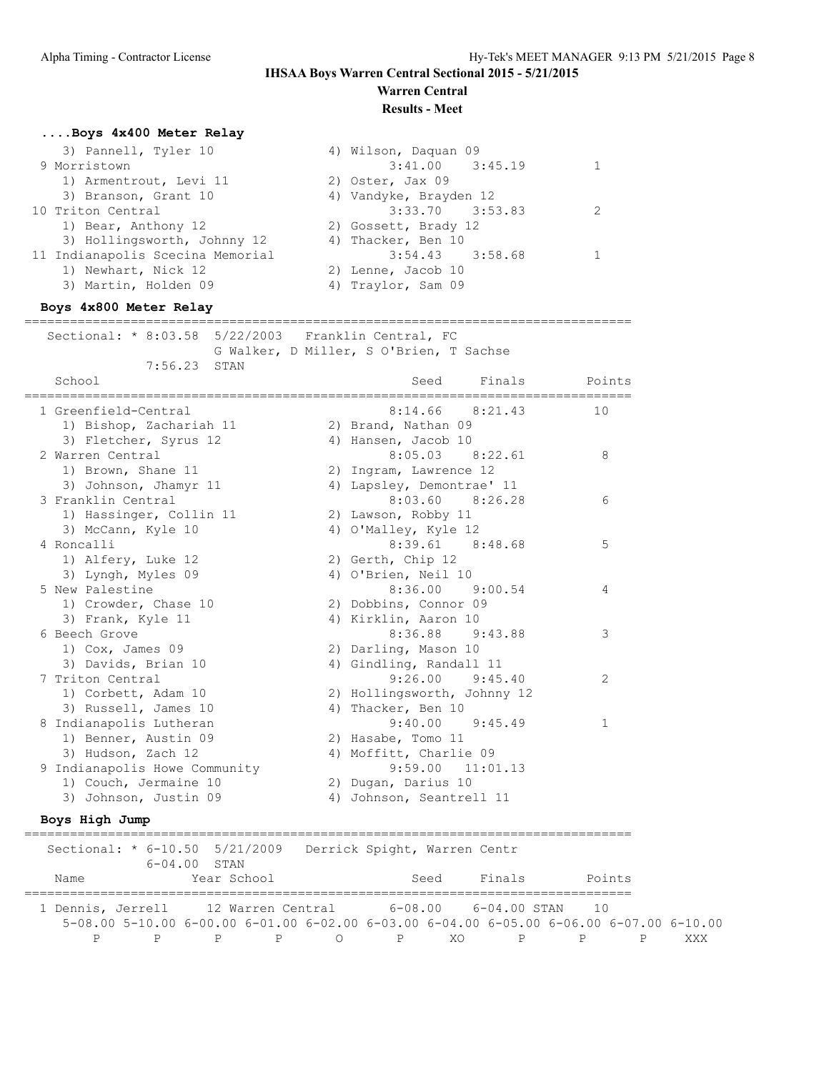IHSAA Boys Warren Central Sectional 2015 - 5/21/2015

Warren Central

Results - Meet

### ....Boys 4x400 Meter Relay

| School | Seed | Finals | Points |
|---|---|---|---|
| 3) Pannell, Tyler 10 | 4) Wilson, Daquan 09 | | |
| 9 Morristown | 3:41.00 | 3:45.19 | 1 |
| 1) Armentrout, Levi 11 | 2) Oster, Jax 09 | | |
| 3) Branson, Grant 10 | 4) Vandyke, Brayden 12 | | |
| 10 Triton Central | 3:33.70 | 3:53.83 | 2 |
| 1) Bear, Anthony 12 | 2) Gossett, Brady 12 | | |
| 3) Hollingsworth, Johnny 12 | 4) Thacker, Ben 10 | | |
| 11 Indianapolis Scecina Memorial | 3:54.43 | 3:58.68 | 1 |
| 1) Newhart, Nick 12 | 2) Lenne, Jacob 10 | | |
| 3) Martin, Holden 09 | 4) Traylor, Sam 09 | | |

### Boys 4x800 Meter Relay

Sectional: * 8:03.58 5/22/2003 Franklin Central, FC
G Walker, D Miller, S O'Brien, T Sachse
7:56.23 STAN

| School | Seed | Finals | Points |
|---|---|---|---|
| 1 Greenfield-Central | 8:14.66 | 8:21.43 | 10 |
| 1) Bishop, Zachariah 11 | 2) Brand, Nathan 09 | | |
| 3) Fletcher, Syrus 12 | 4) Hansen, Jacob 10 | | |
| 2 Warren Central | 8:05.03 | 8:22.61 | 8 |
| 1) Brown, Shane 11 | 2) Ingram, Lawrence 12 | | |
| 3) Johnson, Jhamyr 11 | 4) Lapsley, Demontrae' 11 | | |
| 3 Franklin Central | 8:03.60 | 8:26.28 | 6 |
| 1) Hassinger, Collin 11 | 2) Lawson, Robby 11 | | |
| 3) McCann, Kyle 10 | 4) O'Malley, Kyle 12 | | |
| 4 Roncalli | 8:39.61 | 8:48.68 | 5 |
| 1) Alfery, Luke 12 | 2) Gerth, Chip 12 | | |
| 3) Lyngh, Myles 09 | 4) O'Brien, Neil 10 | | |
| 5 New Palestine | 8:36.00 | 9:00.54 | 4 |
| 1) Crowder, Chase 10 | 2) Dobbins, Connor 09 | | |
| 3) Frank, Kyle 11 | 4) Kirklin, Aaron 10 | | |
| 6 Beech Grove | 8:36.88 | 9:43.88 | 3 |
| 1) Cox, James 09 | 2) Darling, Mason 10 | | |
| 3) Davids, Brian 10 | 4) Gindling, Randall 11 | | |
| 7 Triton Central | 9:26.00 | 9:45.40 | 2 |
| 1) Corbett, Adam 10 | 2) Hollingsworth, Johnny 12 | | |
| 3) Russell, James 10 | 4) Thacker, Ben 10 | | |
| 8 Indianapolis Lutheran | 9:40.00 | 9:45.49 | 1 |
| 1) Benner, Austin 09 | 2) Hasabe, Tomo 11 | | |
| 3) Hudson, Zach 12 | 4) Moffitt, Charlie 09 | | |
| 9 Indianapolis Howe Community | 9:59.00 | 11:01.13 | |
| 1) Couch, Jermaine 10 | 2) Dugan, Darius 10 | | |
| 3) Johnson, Justin 09 | 4) Johnson, Seantrell 11 | | |

### Boys High Jump

Sectional: * 6-10.50 5/21/2009 Derrick Spight, Warren Centr
6-04.00 STAN

| Name | Year | School | Seed | Finals | Points |
|---|---|---|---|---|---|
| 1 Dennis, Jerrell | 12 | Warren Central | 6-08.00 | 6-04.00 STAN | 10 |

| 5-08.00 | 5-10.00 | 6-00.00 | 6-01.00 | 6-02.00 | 6-03.00 | 6-04.00 | 6-05.00 | 6-06.00 | 6-07.00 | 6-10.00 |
|---|---|---|---|---|---|---|---|---|---|---|
| P | P | P | P | O | P | XO | P | P | P | XXX |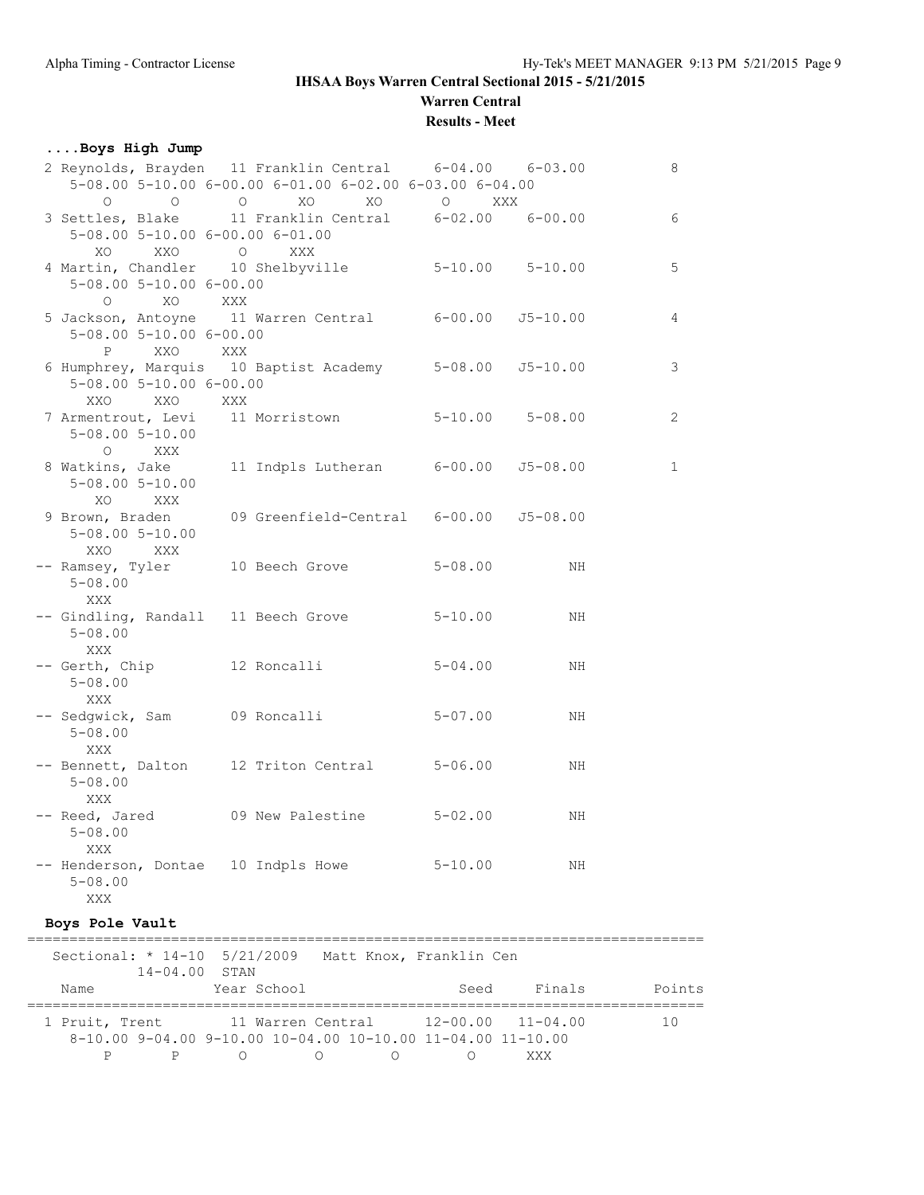## IHSAA Boys Warren Central Sectional 2015 - 5/21/2015

### Warren Central

### Results - Meet

**....Boys High Jump**

```
  2 Reynolds, Brayden   11 Franklin Central     6-04.00    6-03.00          8
     5-08.00 5-10.00 6-00.00 6-01.00 6-02.00 6-03.00 6-04.00
           O       O       O      XO      XO       O     XXX
  3 Settles, Blake      11 Franklin Central     6-02.00    6-00.00          6
     5-08.00 5-10.00 6-00.00 6-01.00
          XO     XXO       O     XXX
  4 Martin, Chandler    10 Shelbyville          5-10.00    5-10.00          5
     5-08.00 5-10.00 6-00.00
           O      XO     XXX
  5 Jackson, Antoyne    11 Warren Central       6-00.00   J5-10.00          4
     5-08.00 5-10.00 6-00.00
           P     XXO     XXX
  6 Humphrey, Marquis   10 Baptist Academy      5-08.00   J5-10.00          3
     5-08.00 5-10.00 6-00.00
         XXO     XXO     XXX
  7 Armentrout, Levi    11 Morristown           5-10.00    5-08.00          2
     5-08.00 5-10.00
           O     XXX
  8 Watkins, Jake       11 Indpls Lutheran      6-00.00   J5-08.00          1
     5-08.00 5-10.00
          XO     XXX
  9 Brown, Braden       09 Greenfield-Central   6-00.00   J5-08.00
     5-08.00 5-10.00
         XXO     XXX
 -- Ramsey, Tyler       10 Beech Grove          5-08.00         NH
     5-08.00
         XXX
 -- Gindling, Randall   11 Beech Grove          5-10.00         NH
     5-08.00
         XXX
 -- Gerth, Chip         12 Roncalli             5-04.00         NH
     5-08.00
         XXX
 -- Sedgwick, Sam       09 Roncalli             5-07.00         NH
     5-08.00
         XXX
 -- Bennett, Dalton     12 Triton Central       5-06.00         NH
     5-08.00
         XXX
 -- Reed, Jared         09 New Palestine        5-02.00         NH
     5-08.00
         XXX
 -- Henderson, Dontae   10 Indpls Howe          5-10.00         NH
     5-08.00
         XXX
```

**Boys Pole Vault**

```
================================================================================
    Sectional: * 14-10  5/21/2009   Matt Knox, Franklin Cen
             14-04.00  STAN
    Name              Year School                  Seed     Finals       Points
================================================================================
  1 Pruit, Trent        11 Warren Central      12-00.00   11-04.00         10
     8-10.00 9-04.00 9-10.00 10-04.00 10-10.00 11-04.00 11-10.00
           P       P       O        O        O        O      XXX
```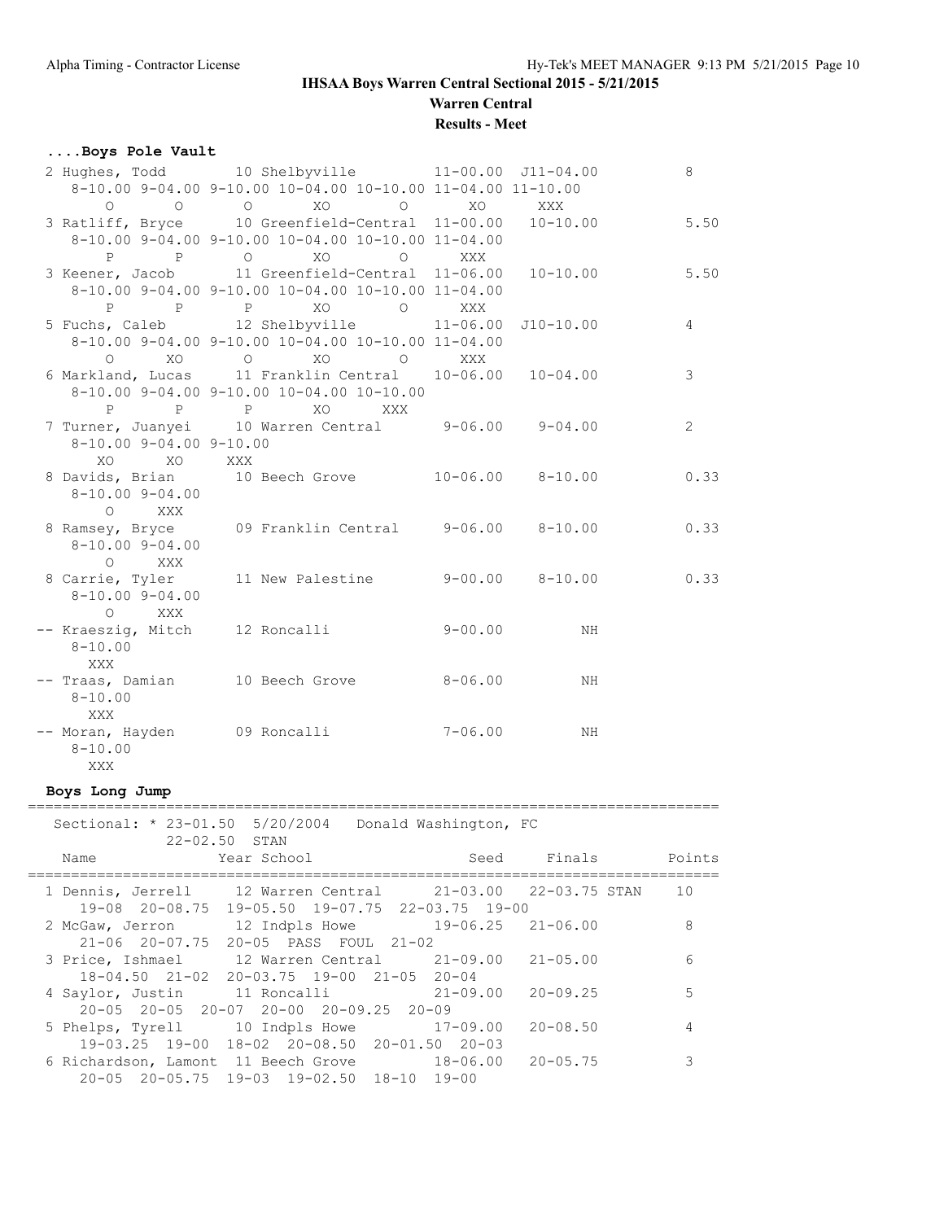**IHSAA Boys Warren Central Sectional 2015 - 5/21/2015**

**Warren Central**

**Results - Meet**

### ....Boys Pole Vault

```
  2 Hughes, Todd          10 Shelbyville           11-00.00  J11-04.00            8
     8-10.00 9-04.00 9-10.00 10-04.00 10-10.00 11-04.00 11-10.00
           O       O       O       XO        O       XO      XXX
  3 Ratliff, Bryce        10 Greenfield-Central  11-00.00    10-10.00            5.50
     8-10.00 9-04.00 9-10.00 10-04.00 10-10.00 11-04.00
           P       P       O       XO        O      XXX
  3 Keener, Jacob         11 Greenfield-Central  11-06.00    10-10.00            5.50
     8-10.00 9-04.00 9-10.00 10-04.00 10-10.00 11-04.00
           P       P       P       XO        O      XXX
  5 Fuchs, Caleb          12 Shelbyville         11-06.00   J10-10.00            4
     8-10.00 9-04.00 9-10.00 10-04.00 10-10.00 11-04.00
           O      XO       O       XO        O      XXX
  6 Markland, Lucas       11 Franklin Central    10-06.00    10-04.00            3
     8-10.00 9-04.00 9-10.00 10-04.00 10-10.00
           P       P       P       XO      XXX
  7 Turner, Juanyei       10 Warren Central       9-06.00     9-04.00            2
     8-10.00 9-04.00 9-10.00
          XO      XO     XXX
  8 Davids, Brian         10 Beech Grove         10-06.00     8-10.00            0.33
     8-10.00 9-04.00
           O     XXX
  8 Ramsey, Bryce         09 Franklin Central     9-06.00     8-10.00            0.33
     8-10.00 9-04.00
           O     XXX
  8 Carrie, Tyler         11 New Palestine        9-00.00     8-10.00            0.33
     8-10.00 9-04.00
           O     XXX
 -- Kraeszig, Mitch       12 Roncalli             9-00.00          NH
     8-10.00
         XXX
 -- Traas, Damian         10 Beech Grove          8-06.00          NH
     8-10.00
         XXX
 -- Moran, Hayden         09 Roncalli             7-06.00          NH
     8-10.00
         XXX
```

### Boys Long Jump

```
===============================================================================
    Sectional: * 23-01.50  5/20/2004   Donald Washington, FC
                 22-02.50  STAN
    Name                 Year School                 Seed     Finals      Points
===============================================================================
  1 Dennis, Jerrell       12 Warren Central      21-03.00   22-03.75 STAN    10
     19-08 20-08.75 19-05.50 19-07.75 22-03.75 19-00
  2 McGaw, Jerron         12 Indpls Howe         19-06.25   21-06.00          8
     21-06 20-07.75 20-05 PASS FOUL 21-02
  3 Price, Ishmael        12 Warren Central      21-09.00   21-05.00          6
     18-04.50 21-02 20-03.75 19-00 21-05 20-04
  4 Saylor, Justin        11 Roncalli            21-09.00   20-09.25          5
     20-05 20-05 20-07 20-00 20-09.25 20-09
  5 Phelps, Tyrell        10 Indpls Howe         17-09.00   20-08.50          4
     19-03.25 19-00 18-02 20-08.50 20-01.50 20-03
  6 Richardson, Lamont    11 Beech Grove         18-06.00   20-05.75          3
     20-05 20-05.75 19-03 19-02.50 18-10 19-00
```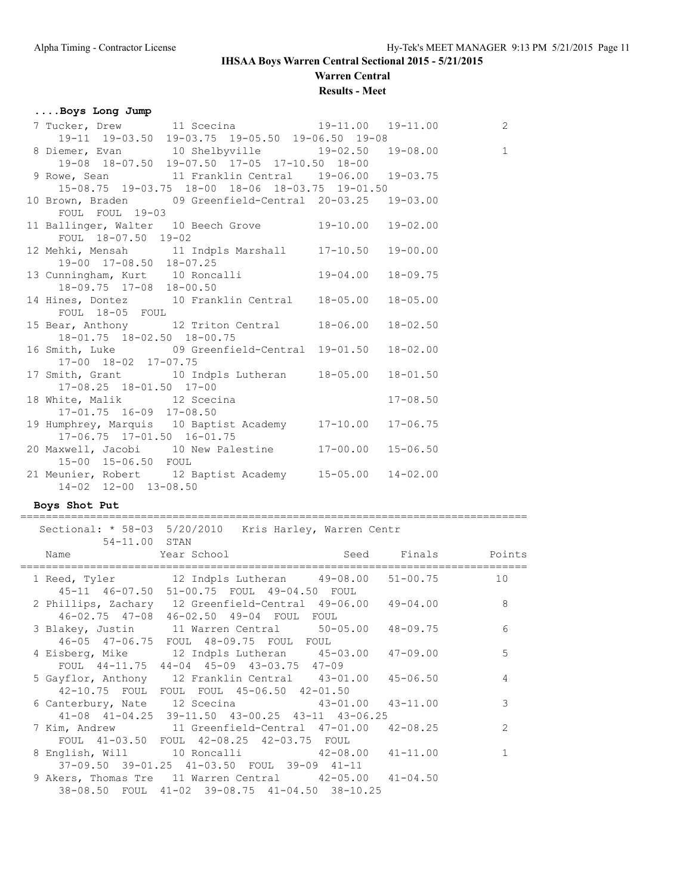**IHSAA Boys Warren Central Sectional 2015 - 5/21/2015**

**Warren Central**

**Results - Meet**

### ....Boys Long Jump

```
 7 Tucker, Drew        11 Scecina              19-11.00   19-11.00          2
     19-11  19-03.50  19-03.75  19-05.50  19-06.50  19-08
 8 Diemer, Evan        10 Shelbyville          19-02.50   19-08.00          1
     19-08  18-07.50  19-07.50  17-05  17-10.50  18-00
 9 Rowe, Sean          11 Franklin Central     19-06.00   19-03.75
     15-08.75  19-03.75  18-00  18-06  18-03.75  19-01.50
10 Brown, Braden       09 Greenfield-Central  20-03.25   19-03.00
     FOUL  FOUL  19-03
11 Ballinger, Walter   10 Beech Grove          19-10.00   19-02.00
     FOUL  18-07.50  19-02
12 Mehki, Mensah       11 Indpls Marshall      17-10.50   19-00.00
     19-00  17-08.50  18-07.25
13 Cunningham, Kurt    10 Roncalli             19-04.00   18-09.75
     18-09.75  17-08  18-00.50
14 Hines, Dontez       10 Franklin Central     18-05.00   18-05.00
     FOUL  18-05  FOUL
15 Bear, Anthony       12 Triton Central       18-06.00   18-02.50
     18-01.75  18-02.50  18-00.75
16 Smith, Luke         09 Greenfield-Central  19-01.50   18-02.00
     17-00  18-02  17-07.75
17 Smith, Grant        10 Indpls Lutheran      18-05.00   18-01.50
     17-08.25  18-01.50  17-00
18 White, Malik        12 Scecina                         17-08.50
     17-01.75  16-09  17-08.50
19 Humphrey, Marquis   10 Baptist Academy      17-10.00   17-06.75
     17-06.75  17-01.50  16-01.75
20 Maxwell, Jacobi     10 New Palestine        17-00.00   15-06.50
     15-00  15-06.50  FOUL
21 Meunier, Robert     12 Baptist Academy      15-05.00   14-02.00
     14-02  12-00  13-08.50
```

### Boys Shot Put

```
==============================================================================
   Sectional: * 58-03  5/20/2010   Kris Harley, Warren Centr
           54-11.00  STAN
    Name              Year School                 Seed     Finals      Points
==============================================================================
  1 Reed, Tyler         12 Indpls Lutheran      49-08.00   51-00.75         10
     45-11  46-07.50  51-00.75  FOUL  49-04.50  FOUL
  2 Phillips, Zachary   12 Greenfield-Central  49-06.00   49-04.00          8
     46-02.75  47-08  46-02.50  49-04  FOUL  FOUL
  3 Blakey, Justin      11 Warren Central       50-05.00   48-09.75          6
     46-05  47-06.75  FOUL  48-09.75  FOUL  FOUL
  4 Eisberg, Mike       12 Indpls Lutheran      45-03.00   47-09.00          5
     FOUL  44-11.75  44-04  45-09  43-03.75  47-09
  5 Gayflor, Anthony    12 Franklin Central     43-01.00   45-06.50          4
     42-10.75  FOUL  FOUL  FOUL  45-06.50  42-01.50
  6 Canterbury, Nate    12 Scecina              43-01.00   43-11.00          3
     41-08  41-04.25  39-11.50  43-00.25  43-11  43-06.25
  7 Kim, Andrew         11 Greenfield-Central  47-01.00   42-08.25          2
     FOUL  41-03.50  FOUL  42-08.25  42-03.75  FOUL
  8 English, Will       10 Roncalli             42-08.00   41-11.00          1
     37-09.50  39-01.25  41-03.50  FOUL  39-09  41-11
  9 Akers, Thomas Tre   11 Warren Central       42-05.00   41-04.50
     38-08.50  FOUL  41-02  39-08.75  41-04.50  38-10.25
```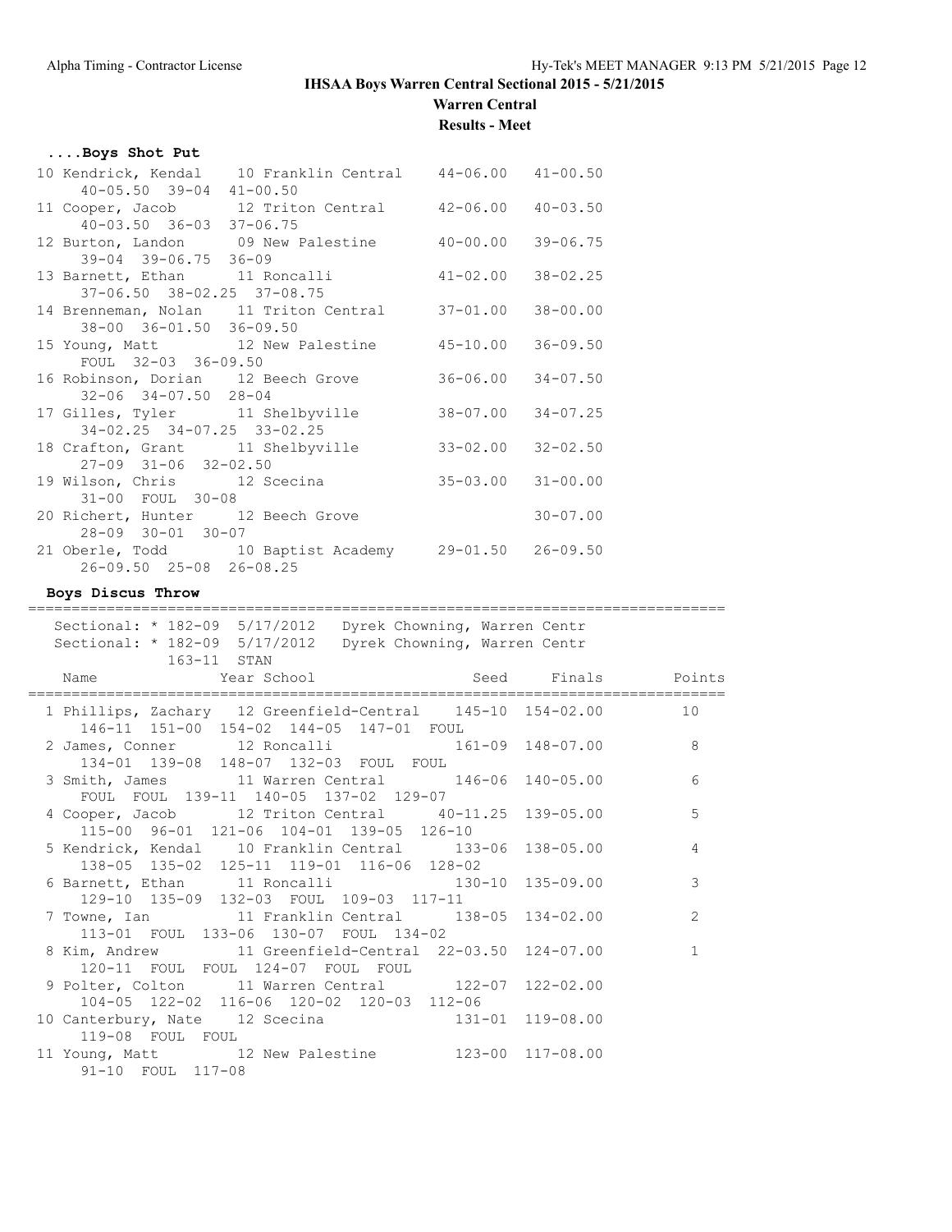# IHSAA Boys Warren Central Sectional 2015 - 5/21/2015

## Warren Central

### Results - Meet

#### ....Boys Shot Put

| Place | Name | Year | School | Seed | Finals |
|---|---|---|---|---|---|
| 10 | Kendrick, Kendal | 10 | Franklin Central | 44-06.00 | 41-00.50 |
| | 40-05.50 39-04 41-00.50 | | | | |
| 11 | Cooper, Jacob | 12 | Triton Central | 42-06.00 | 40-03.50 |
| | 40-03.50 36-03 37-06.75 | | | | |
| 12 | Burton, Landon | 09 | New Palestine | 40-00.00 | 39-06.75 |
| | 39-04 39-06.75 36-09 | | | | |
| 13 | Barnett, Ethan | 11 | Roncalli | 41-02.00 | 38-02.25 |
| | 37-06.50 38-02.25 37-08.75 | | | | |
| 14 | Brenneman, Nolan | 11 | Triton Central | 37-01.00 | 38-00.00 |
| | 38-00 36-01.50 36-09.50 | | | | |
| 15 | Young, Matt | 12 | New Palestine | 45-10.00 | 36-09.50 |
| | FOUL 32-03 36-09.50 | | | | |
| 16 | Robinson, Dorian | 12 | Beech Grove | 36-06.00 | 34-07.50 |
| | 32-06 34-07.50 28-04 | | | | |
| 17 | Gilles, Tyler | 11 | Shelbyville | 38-07.00 | 34-07.25 |
| | 34-02.25 34-07.25 33-02.25 | | | | |
| 18 | Crafton, Grant | 11 | Shelbyville | 33-02.00 | 32-02.50 |
| | 27-09 31-06 32-02.50 | | | | |
| 19 | Wilson, Chris | 12 | Scecina | 35-03.00 | 31-00.00 |
| | 31-00 FOUL 30-08 | | | | |
| 20 | Richert, Hunter | 12 | Beech Grove | | 30-07.00 |
| | 28-09 30-01 30-07 | | | | |
| 21 | Oberle, Todd | 10 | Baptist Academy | 29-01.50 | 26-09.50 |
| | 26-09.50 25-08 26-08.25 | | | | |

#### Boys Discus Throw

Sectional: * 182-09 5/17/2012 Dyrek Chowning, Warren Centr
Sectional: * 182-09 5/17/2012 Dyrek Chowning, Warren Centr
163-11 STAN

| Place | Name | Year | School | Seed | Finals | Points |
|---|---|---|---|---|---|---|
| 1 | Phillips, Zachary | 12 | Greenfield-Central | 145-10 | 154-02.00 | 10 |
| | 146-11 151-00 154-02 144-05 147-01 FOUL | | | | | |
| 2 | James, Conner | 12 | Roncalli | 161-09 | 148-07.00 | 8 |
| | 134-01 139-08 148-07 132-03 FOUL FOUL | | | | | |
| 3 | Smith, James | 11 | Warren Central | 146-06 | 140-05.00 | 6 |
| | FOUL FOUL 139-11 140-05 137-02 129-07 | | | | | |
| 4 | Cooper, Jacob | 12 | Triton Central | 40-11.25 | 139-05.00 | 5 |
| | 115-00 96-01 121-06 104-01 139-05 126-10 | | | | | |
| 5 | Kendrick, Kendal | 10 | Franklin Central | 133-06 | 138-05.00 | 4 |
| | 138-05 135-02 125-11 119-01 116-06 128-02 | | | | | |
| 6 | Barnett, Ethan | 11 | Roncalli | 130-10 | 135-09.00 | 3 |
| | 129-10 135-09 132-03 FOUL 109-03 117-11 | | | | | |
| 7 | Towne, Ian | 11 | Franklin Central | 138-05 | 134-02.00 | 2 |
| | 113-01 FOUL 133-06 130-07 FOUL 134-02 | | | | | |
| 8 | Kim, Andrew | 11 | Greenfield-Central | 22-03.50 | 124-07.00 | 1 |
| | 120-11 FOUL FOUL 124-07 FOUL FOUL | | | | | |
| 9 | Polter, Colton | 11 | Warren Central | 122-07 | 122-02.00 | |
| | 104-05 122-02 116-06 120-02 120-03 112-06 | | | | | |
| 10 | Canterbury, Nate | 12 | Scecina | 131-01 | 119-08.00 | |
| | 119-08 FOUL FOUL | | | | | |
| 11 | Young, Matt | 12 | New Palestine | 123-00 | 117-08.00 | |
| | 91-10 FOUL 117-08 | | | | | |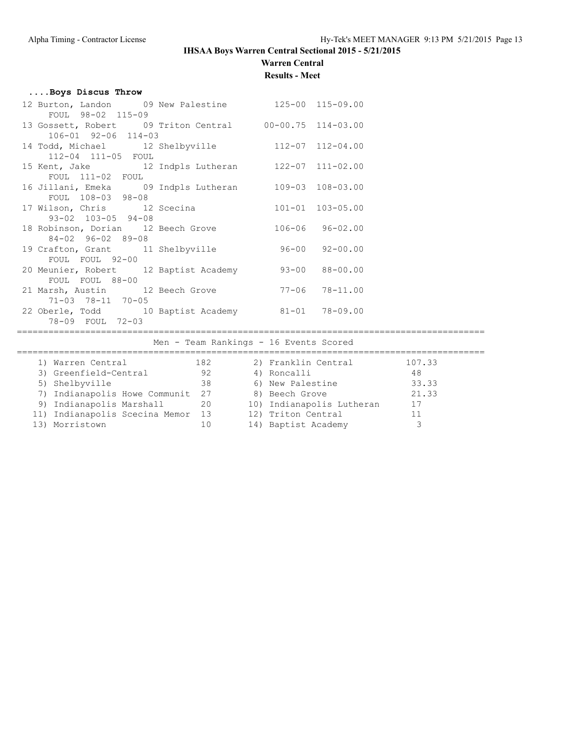# IHSAA Boys Warren Central Sectional 2015 - 5/21/2015

## Warren Central

### Results - Meet

**....Boys Discus Throw**

| Place | Name | Year | School | Seed | Mark |
|---|---|---|---|---|---|
| 12 | Burton, Landon | 09 | New Palestine | 125-00 | 115-09.00 |
| | FOUL 98-02 115-09 | | | | |
| 13 | Gossett, Robert | 09 | Triton Central | 00-00.75 | 114-03.00 |
| | 106-01 92-06 114-03 | | | | |
| 14 | Todd, Michael | 12 | Shelbyville | 112-07 | 112-04.00 |
| | 112-04 111-05 FOUL | | | | |
| 15 | Kent, Jake | 12 | Indpls Lutheran | 122-07 | 111-02.00 |
| | FOUL 111-02 FOUL | | | | |
| 16 | Jillani, Emeka | 09 | Indpls Lutheran | 109-03 | 108-03.00 |
| | FOUL 108-03 98-08 | | | | |
| 17 | Wilson, Chris | 12 | Scecina | 101-01 | 103-05.00 |
| | 93-02 103-05 94-08 | | | | |
| 18 | Robinson, Dorian | 12 | Beech Grove | 106-06 | 96-02.00 |
| | 84-02 96-02 89-08 | | | | |
| 19 | Crafton, Grant | 11 | Shelbyville | 96-00 | 92-00.00 |
| | FOUL FOUL 92-00 | | | | |
| 20 | Meunier, Robert | 12 | Baptist Academy | 93-00 | 88-00.00 |
| | FOUL FOUL 88-00 | | | | |
| 21 | Marsh, Austin | 12 | Beech Grove | 77-06 | 78-11.00 |
| | 71-03 78-11 70-05 | | | | |
| 22 | Oberle, Todd | 10 | Baptist Academy | 81-01 | 78-09.00 |
| | 78-09 FOUL 72-03 | | | | |

**Men - Team Rankings - 16 Events Scored**

| | | | |
|---|---|---|---|
| 1) Warren Central | 182 | 2) Franklin Central | 107.33 |
| 3) Greenfield-Central | 92 | 4) Roncalli | 48 |
| 5) Shelbyville | 38 | 6) New Palestine | 33.33 |
| 7) Indianapolis Howe Communit | 27 | 8) Beech Grove | 21.33 |
| 9) Indianapolis Marshall | 20 | 10) Indianapolis Lutheran | 17 |
| 11) Indianapolis Scecina Memor | 13 | 12) Triton Central | 11 |
| 13) Morristown | 10 | 14) Baptist Academy | 3 |